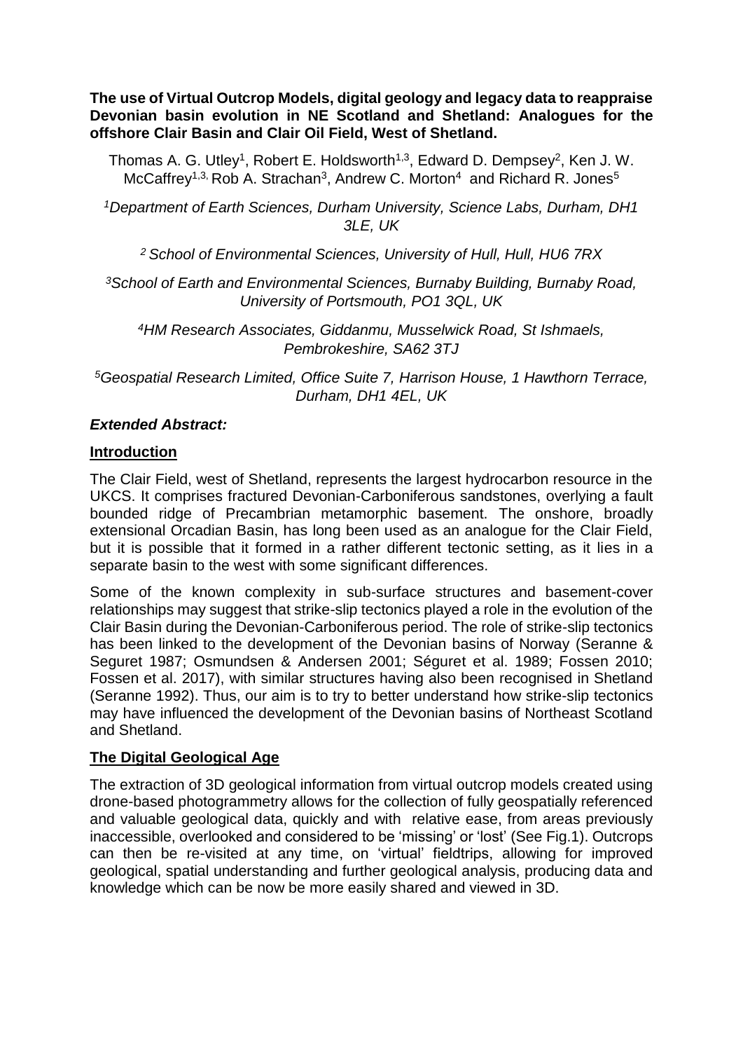**The use of Virtual Outcrop Models, digital geology and legacy data to reappraise Devonian basin evolution in NE Scotland and Shetland: Analogues for the offshore Clair Basin and Clair Oil Field, West of Shetland.**

Thomas A. G. Utley[1], Robert E. Holdsworth[1,3], Edward D. Dempsey[2], Ken J. W. McCaffrey[1,3], Rob A. Strachan[3], Andrew C. Morton[4] and Richard R. Jones[5]

*[1]Department of Earth Sciences, Durham University, Science Labs, Durham, DH1 3LE, UK*

*[2] School of Environmental Sciences, University of Hull, Hull, HU6 7RX*

*[3]School of Earth and Environmental Sciences, Burnaby Building, Burnaby Road, University of Portsmouth, PO1 3QL, UK*

*[4]HM Research Associates, Giddanmu, Musselwick Road, St Ishmaels, Pembrokeshire, SA62 3TJ*

*[5]Geospatial Research Limited, Office Suite 7, Harrison House, 1 Hawthorn Terrace, Durham, DH1 4EL, UK*

***Extended Abstract:***

**Introduction**

The Clair Field, west of Shetland, represents the largest hydrocarbon resource in the UKCS. It comprises fractured Devonian-Carboniferous sandstones, overlying a fault bounded ridge of Precambrian metamorphic basement. The onshore, broadly extensional Orcadian Basin, has long been used as an analogue for the Clair Field, but it is possible that it formed in a rather different tectonic setting, as it lies in a separate basin to the west with some significant differences.

Some of the known complexity in sub-surface structures and basement-cover relationships may suggest that strike-slip tectonics played a role in the evolution of the Clair Basin during the Devonian-Carboniferous period. The role of strike-slip tectonics has been linked to the development of the Devonian basins of Norway (Seranne & Seguret 1987; Osmundsen & Andersen 2001; Séguret et al. 1989; Fossen 2010; Fossen et al. 2017), with similar structures having also been recognised in Shetland (Seranne 1992). Thus, our aim is to try to better understand how strike-slip tectonics may have influenced the development of the Devonian basins of Northeast Scotland and Shetland.

**The Digital Geological Age**

The extraction of 3D geological information from virtual outcrop models created using drone-based photogrammetry allows for the collection of fully geospatially referenced and valuable geological data, quickly and with relative ease, from areas previously inaccessible, overlooked and considered to be 'missing' or 'lost' (See Fig.1). Outcrops can then be re-visited at any time, on 'virtual' fieldtrips, allowing for improved geological, spatial understanding and further geological analysis, producing data and knowledge which can be now be more easily shared and viewed in 3D.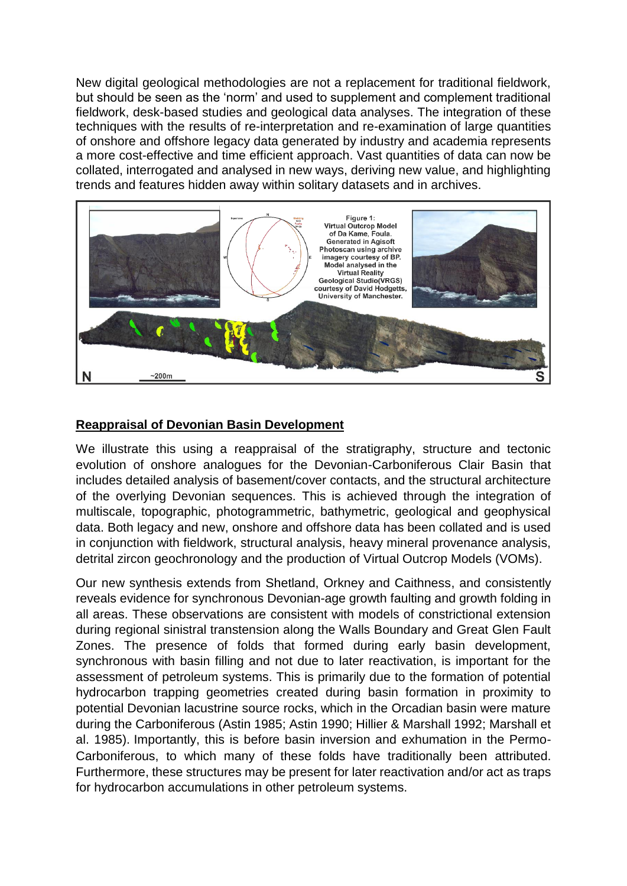New digital geological methodologies are not a replacement for traditional fieldwork, but should be seen as the 'norm' and used to supplement and complement traditional fieldwork, desk-based studies and geological data analyses. The integration of these techniques with the results of re-interpretation and re-examination of large quantities of onshore and offshore legacy data generated by industry and academia represents a more cost-effective and time efficient approach. Vast quantities of data can now be collated, interrogated and analysed in new ways, deriving new value, and highlighting trends and features hidden away within solitary datasets and in archives.

Figure 1: Virtual Outcrop Model of Da Kame, Foula. Generated in Agisoft Photoscan using archive imagery courtesy of BP. Model analysed in the Virtual Reality Geological Studio(VRGS) courtesy of David Hodgetts, University of Manchester.

## Reappraisal of Devonian Basin Development

We illustrate this using a reappraisal of the stratigraphy, structure and tectonic evolution of onshore analogues for the Devonian-Carboniferous Clair Basin that includes detailed analysis of basement/cover contacts, and the structural architecture of the overlying Devonian sequences. This is achieved through the integration of multiscale, topographic, photogrammetric, bathymetric, geological and geophysical data. Both legacy and new, onshore and offshore data has been collated and is used in conjunction with fieldwork, structural analysis, heavy mineral provenance analysis, detrital zircon geochronology and the production of Virtual Outcrop Models (VOMs).

Our new synthesis extends from Shetland, Orkney and Caithness, and consistently reveals evidence for synchronous Devonian-age growth faulting and growth folding in all areas. These observations are consistent with models of constrictional extension during regional sinistral transtension along the Walls Boundary and Great Glen Fault Zones. The presence of folds that formed during early basin development, synchronous with basin filling and not due to later reactivation, is important for the assessment of petroleum systems. This is primarily due to the formation of potential hydrocarbon trapping geometries created during basin formation in proximity to potential Devonian lacustrine source rocks, which in the Orcadian basin were mature during the Carboniferous (Astin 1985; Astin 1990; Hillier & Marshall 1992; Marshall et al. 1985). Importantly, this is before basin inversion and exhumation in the Permo-Carboniferous, to which many of these folds have traditionally been attributed. Furthermore, these structures may be present for later reactivation and/or act as traps for hydrocarbon accumulations in other petroleum systems.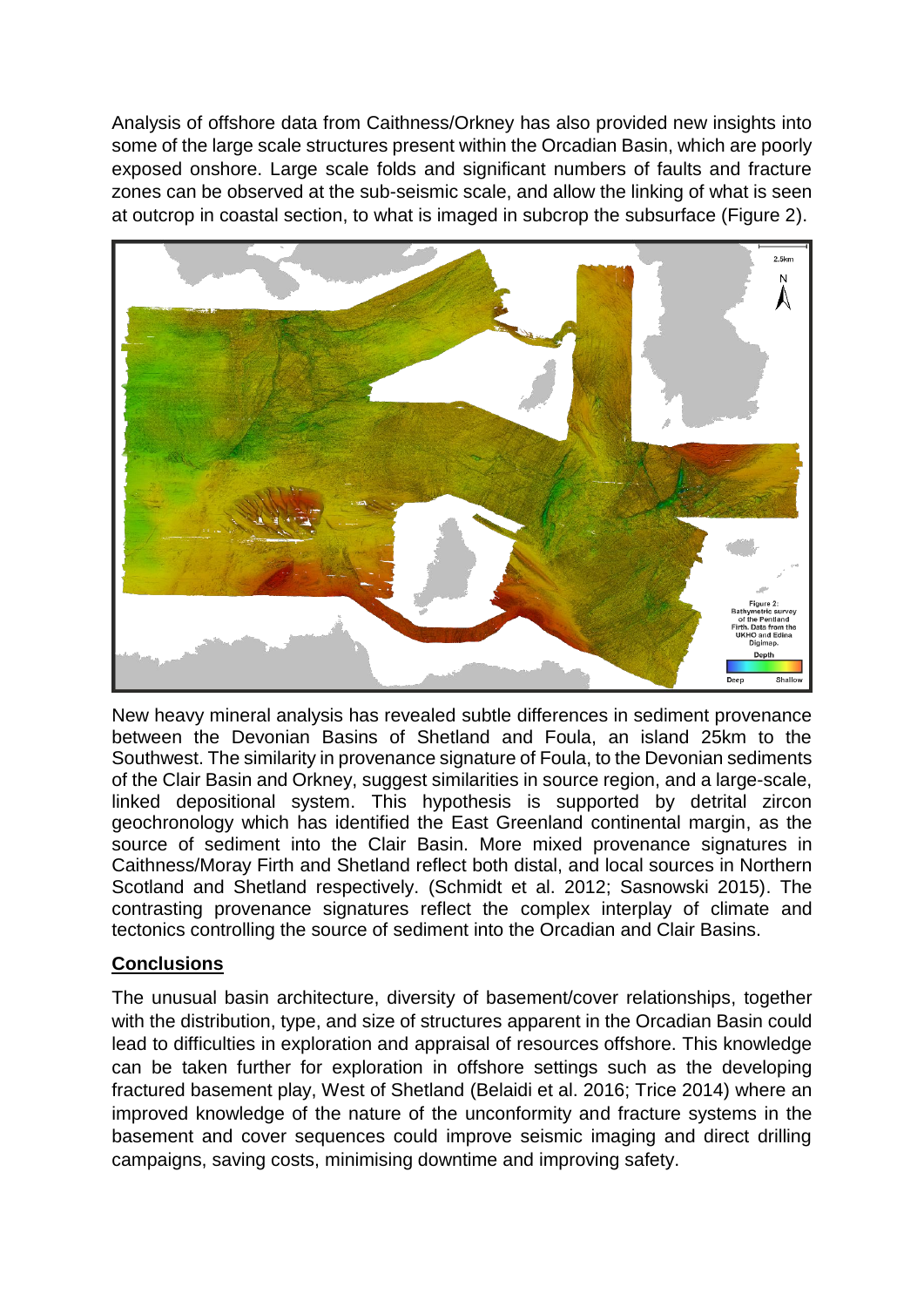Analysis of offshore data from Caithness/Orkney has also provided new insights into some of the large scale structures present within the Orcadian Basin, which are poorly exposed onshore. Large scale folds and significant numbers of faults and fracture zones can be observed at the sub-seismic scale, and allow the linking of what is seen at outcrop in coastal section, to what is imaged in subcrop the subsurface (Figure 2).

Figure 2: Bathymetric survey of the Pentland Firth. Data from the UKHO and Edina Digimap.

New heavy mineral analysis has revealed subtle differences in sediment provenance between the Devonian Basins of Shetland and Foula, an island 25km to the Southwest. The similarity in provenance signature of Foula, to the Devonian sediments of the Clair Basin and Orkney, suggest similarities in source region, and a large-scale, linked depositional system. This hypothesis is supported by detrital zircon geochronology which has identified the East Greenland continental margin, as the source of sediment into the Clair Basin. More mixed provenance signatures in Caithness/Moray Firth and Shetland reflect both distal, and local sources in Northern Scotland and Shetland respectively. (Schmidt et al. 2012; Sasnowski 2015). The contrasting provenance signatures reflect the complex interplay of climate and tectonics controlling the source of sediment into the Orcadian and Clair Basins.

## Conclusions

The unusual basin architecture, diversity of basement/cover relationships, together with the distribution, type, and size of structures apparent in the Orcadian Basin could lead to difficulties in exploration and appraisal of resources offshore. This knowledge can be taken further for exploration in offshore settings such as the developing fractured basement play, West of Shetland (Belaidi et al. 2016; Trice 2014) where an improved knowledge of the nature of the unconformity and fracture systems in the basement and cover sequences could improve seismic imaging and direct drilling campaigns, saving costs, minimising downtime and improving safety.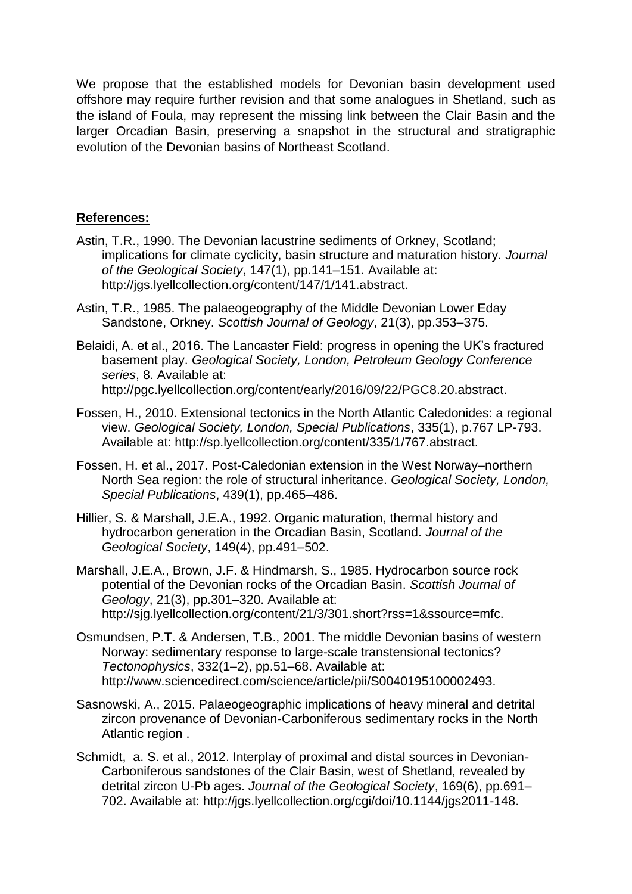We propose that the established models for Devonian basin development used offshore may require further revision and that some analogues in Shetland, such as the island of Foula, may represent the missing link between the Clair Basin and the larger Orcadian Basin, preserving a snapshot in the structural and stratigraphic evolution of the Devonian basins of Northeast Scotland.

**References:**

Astin, T.R., 1990. The Devonian lacustrine sediments of Orkney, Scotland; implications for climate cyclicity, basin structure and maturation history. *Journal of the Geological Society*, 147(1), pp.141–151. Available at: http://jgs.lyellcollection.org/content/147/1/141.abstract.

Astin, T.R., 1985. The palaeogeography of the Middle Devonian Lower Eday Sandstone, Orkney. *Scottish Journal of Geology*, 21(3), pp.353–375.

Belaidi, A. et al., 2016. The Lancaster Field: progress in opening the UK's fractured basement play. *Geological Society, London, Petroleum Geology Conference series*, 8. Available at: http://pgc.lyellcollection.org/content/early/2016/09/22/PGC8.20.abstract.

Fossen, H., 2010. Extensional tectonics in the North Atlantic Caledonides: a regional view. *Geological Society, London, Special Publications*, 335(1), p.767 LP-793. Available at: http://sp.lyellcollection.org/content/335/1/767.abstract.

Fossen, H. et al., 2017. Post-Caledonian extension in the West Norway–northern North Sea region: the role of structural inheritance. *Geological Society, London, Special Publications*, 439(1), pp.465–486.

Hillier, S. & Marshall, J.E.A., 1992. Organic maturation, thermal history and hydrocarbon generation in the Orcadian Basin, Scotland. *Journal of the Geological Society*, 149(4), pp.491–502.

Marshall, J.E.A., Brown, J.F. & Hindmarsh, S., 1985. Hydrocarbon source rock potential of the Devonian rocks of the Orcadian Basin. *Scottish Journal of Geology*, 21(3), pp.301–320. Available at: http://sjg.lyellcollection.org/content/21/3/301.short?rss=1&ssource=mfc.

Osmundsen, P.T. & Andersen, T.B., 2001. The middle Devonian basins of western Norway: sedimentary response to large-scale transtensional tectonics? *Tectonophysics*, 332(1–2), pp.51–68. Available at: http://www.sciencedirect.com/science/article/pii/S0040195100002493.

Sasnowski, A., 2015. Palaeogeographic implications of heavy mineral and detrital zircon provenance of Devonian-Carboniferous sedimentary rocks in the North Atlantic region .

Schmidt, a. S. et al., 2012. Interplay of proximal and distal sources in Devonian-Carboniferous sandstones of the Clair Basin, west of Shetland, revealed by detrital zircon U-Pb ages. *Journal of the Geological Society*, 169(6), pp.691–702. Available at: http://jgs.lyellcollection.org/cgi/doi/10.1144/jgs2011-148.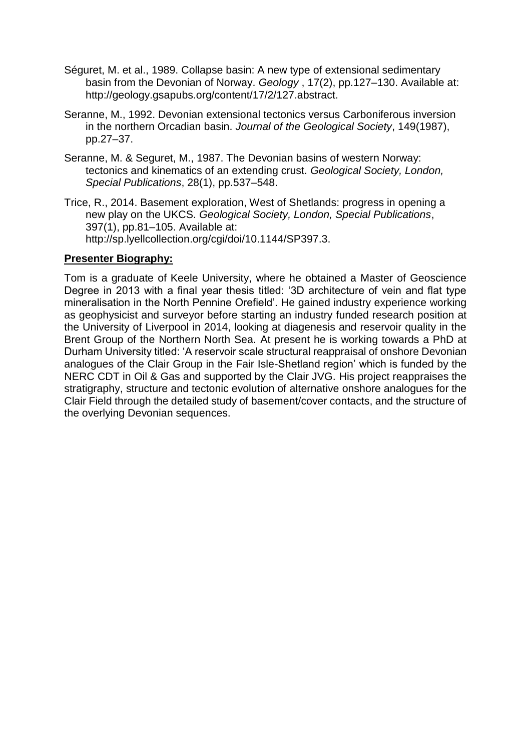Séguret, M. et al., 1989. Collapse basin: A new type of extensional sedimentary basin from the Devonian of Norway. *Geology* , 17(2), pp.127–130. Available at: http://geology.gsapubs.org/content/17/2/127.abstract.

Seranne, M., 1992. Devonian extensional tectonics versus Carboniferous inversion in the northern Orcadian basin. *Journal of the Geological Society*, 149(1987), pp.27–37.

Seranne, M. & Seguret, M., 1987. The Devonian basins of western Norway: tectonics and kinematics of an extending crust. *Geological Society, London, Special Publications*, 28(1), pp.537–548.

Trice, R., 2014. Basement exploration, West of Shetlands: progress in opening a new play on the UKCS. *Geological Society, London, Special Publications*, 397(1), pp.81–105. Available at: http://sp.lyellcollection.org/cgi/doi/10.1144/SP397.3.

**Presenter Biography:**

Tom is a graduate of Keele University, where he obtained a Master of Geoscience Degree in 2013 with a final year thesis titled: '3D architecture of vein and flat type mineralisation in the North Pennine Orefield'. He gained industry experience working as geophysicist and surveyor before starting an industry funded research position at the University of Liverpool in 2014, looking at diagenesis and reservoir quality in the Brent Group of the Northern North Sea. At present he is working towards a PhD at Durham University titled: 'A reservoir scale structural reappraisal of onshore Devonian analogues of the Clair Group in the Fair Isle-Shetland region' which is funded by the NERC CDT in Oil & Gas and supported by the Clair JVG. His project reappraises the stratigraphy, structure and tectonic evolution of alternative onshore analogues for the Clair Field through the detailed study of basement/cover contacts, and the structure of the overlying Devonian sequences.